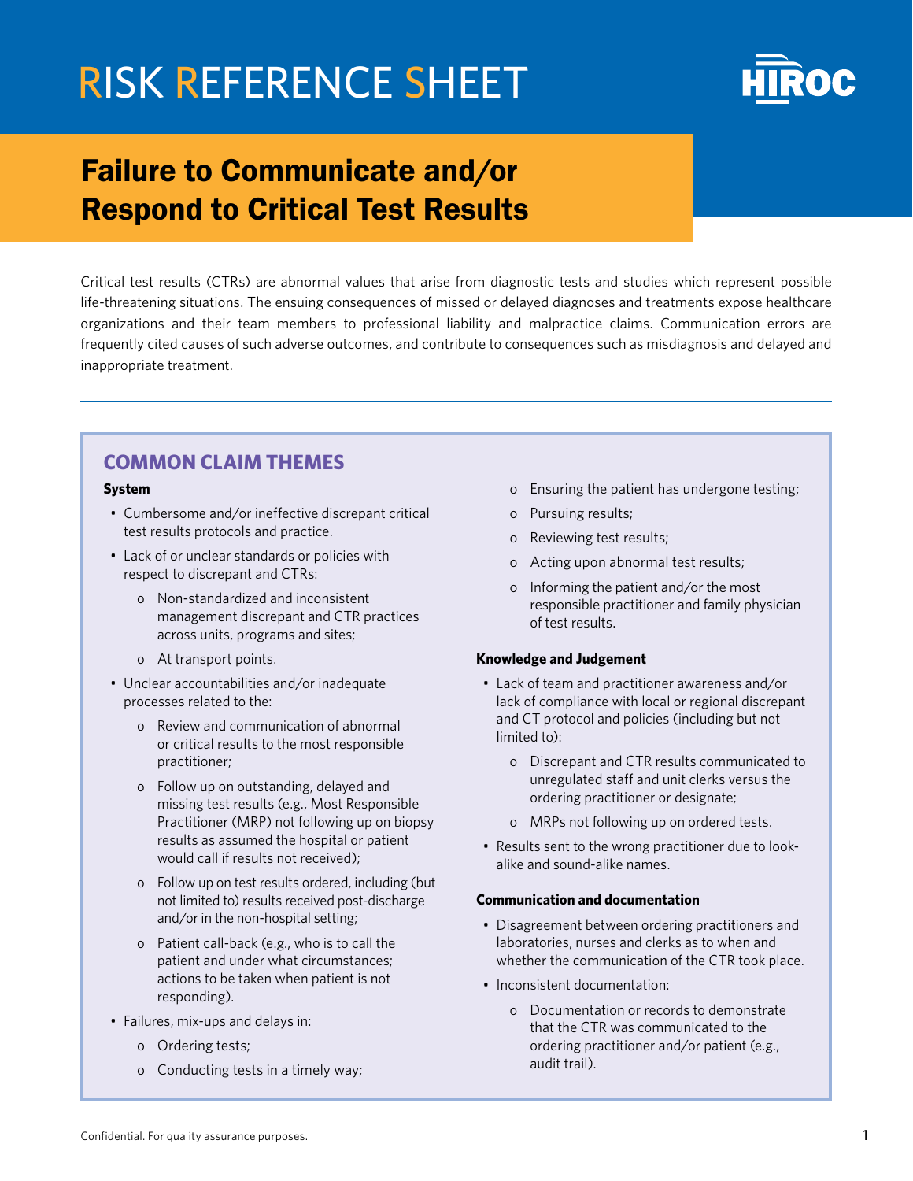# RISK REFERENCE SHEET

HIROC

## Failure to Communicate and/or Respond to Critical Test Results

Critical test results (CTRs) are abnormal values that arise from diagnostic tests and studies which represent possible life-threatening situations. The ensuing consequences of missed or delayed diagnoses and treatments expose healthcare organizations and their team members to professional liability and malpractice claims. Communication errors are frequently cited causes of such adverse outcomes, and contribute to consequences such as misdiagnosis and delayed and inappropriate treatment.

### COMMON CLAIM THEMES

**System**

- Cumbersome and/or ineffective discrepant critical test results protocols and practice.
- Lack of or unclear standards or policies with respect to discrepant and CTRs:
  - Non-standardized and inconsistent management discrepant and CTR practices across units, programs and sites;
  - At transport points.
- Unclear accountabilities and/or inadequate processes related to the:
  - Review and communication of abnormal or critical results to the most responsible practitioner;
  - Follow up on outstanding, delayed and missing test results (e.g., Most Responsible Practitioner (MRP) not following up on biopsy results as assumed the hospital or patient would call if results not received);
  - Follow up on test results ordered, including (but not limited to) results received post-discharge and/or in the non-hospital setting;
  - Patient call-back (e.g., who is to call the patient and under what circumstances; actions to be taken when patient is not responding).
- Failures, mix-ups and delays in:
  - Ordering tests;
  - Conducting tests in a timely way;
  - Ensuring the patient has undergone testing;
  - Pursuing results;
  - Reviewing test results;
  - Acting upon abnormal test results;
  - Informing the patient and/or the most responsible practitioner and family physician of test results.

**Knowledge and Judgement**

- Lack of team and practitioner awareness and/or lack of compliance with local or regional discrepant and CT protocol and policies (including but not limited to):
  - Discrepant and CTR results communicated to unregulated staff and unit clerks versus the ordering practitioner or designate;
  - MRPs not following up on ordered tests.
- Results sent to the wrong practitioner due to look-alike and sound-alike names.

**Communication and documentation**

- Disagreement between ordering practitioners and laboratories, nurses and clerks as to when and whether the communication of the CTR took place.
- Inconsistent documentation:
  - Documentation or records to demonstrate that the CTR was communicated to the ordering practitioner and/or patient (e.g., audit trail).

Confidential. For quality assurance purposes.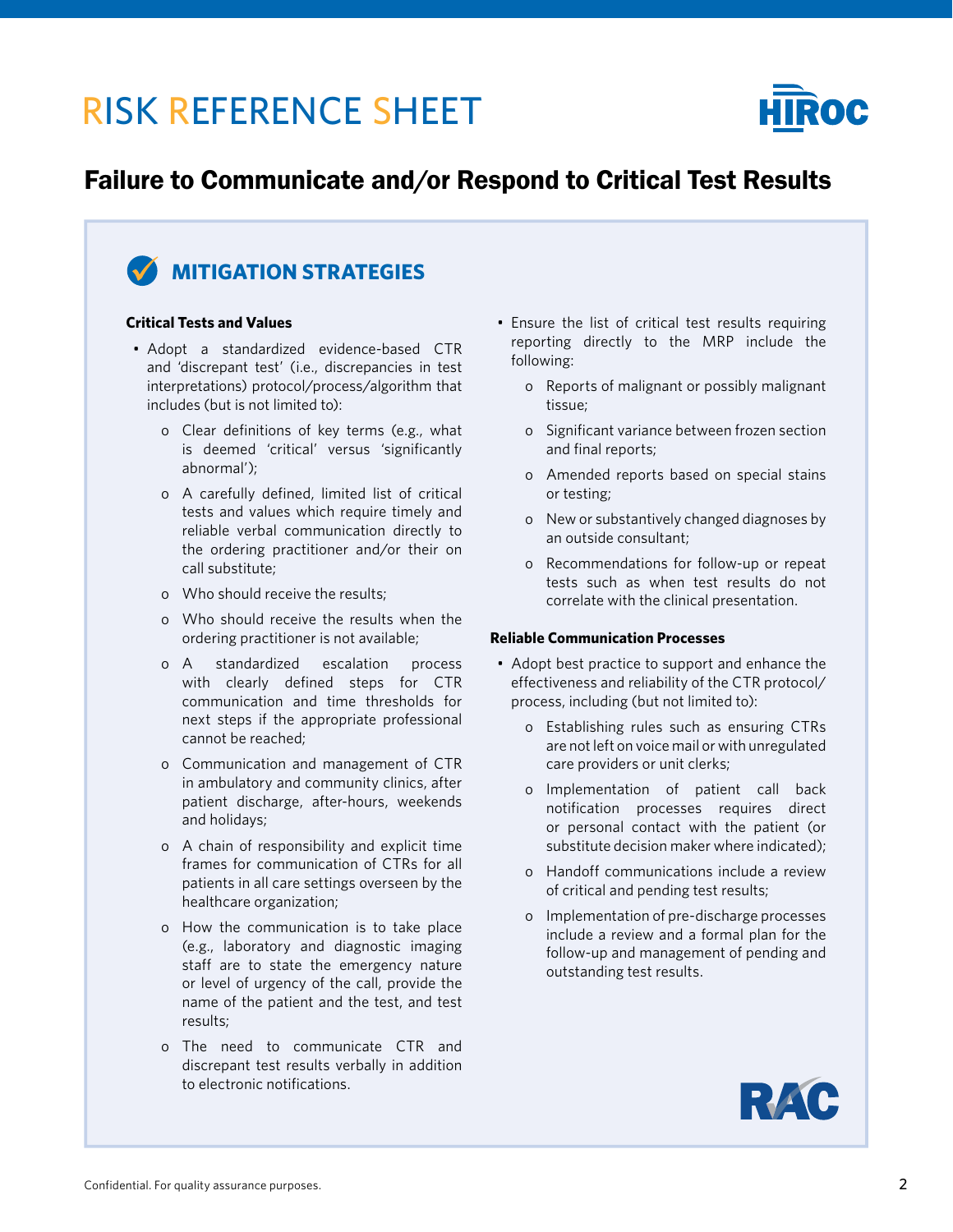# RISK REFERENCE SHEET

## Failure to Communicate and/or Respond to Critical Test Results

### MITIGATION STRATEGIES

**Critical Tests and Values**

- Adopt a standardized evidence-based CTR and 'discrepant test' (i.e., discrepancies in test interpretations) protocol/process/algorithm that includes (but is not limited to):
  - Clear definitions of key terms (e.g., what is deemed 'critical' versus 'significantly abnormal');
  - A carefully defined, limited list of critical tests and values which require timely and reliable verbal communication directly to the ordering practitioner and/or their on call substitute;
  - Who should receive the results;
  - Who should receive the results when the ordering practitioner is not available;
  - A standardized escalation process with clearly defined steps for CTR communication and time thresholds for next steps if the appropriate professional cannot be reached;
  - Communication and management of CTR in ambulatory and community clinics, after patient discharge, after-hours, weekends and holidays;
  - A chain of responsibility and explicit time frames for communication of CTRs for all patients in all care settings overseen by the healthcare organization;
  - How the communication is to take place (e.g., laboratory and diagnostic imaging staff are to state the emergency nature or level of urgency of the call, provide the name of the patient and the test, and test results;
  - The need to communicate CTR and discrepant test results verbally in addition to electronic notifications.
- Ensure the list of critical test results requiring reporting directly to the MRP include the following:
  - Reports of malignant or possibly malignant tissue;
  - Significant variance between frozen section and final reports;
  - Amended reports based on special stains or testing;
  - New or substantively changed diagnoses by an outside consultant;
  - Recommendations for follow-up or repeat tests such as when test results do not correlate with the clinical presentation.

**Reliable Communication Processes**

- Adopt best practice to support and enhance the effectiveness and reliability of the CTR protocol/process, including (but not limited to):
  - Establishing rules such as ensuring CTRs are not left on voice mail or with unregulated care providers or unit clerks;
  - Implementation of patient call back notification processes requires direct or personal contact with the patient (or substitute decision maker where indicated);
  - Handoff communications include a review of critical and pending test results;
  - Implementation of pre-discharge processes include a review and a formal plan for the follow-up and management of pending and outstanding test results.

Confidential. For quality assurance purposes.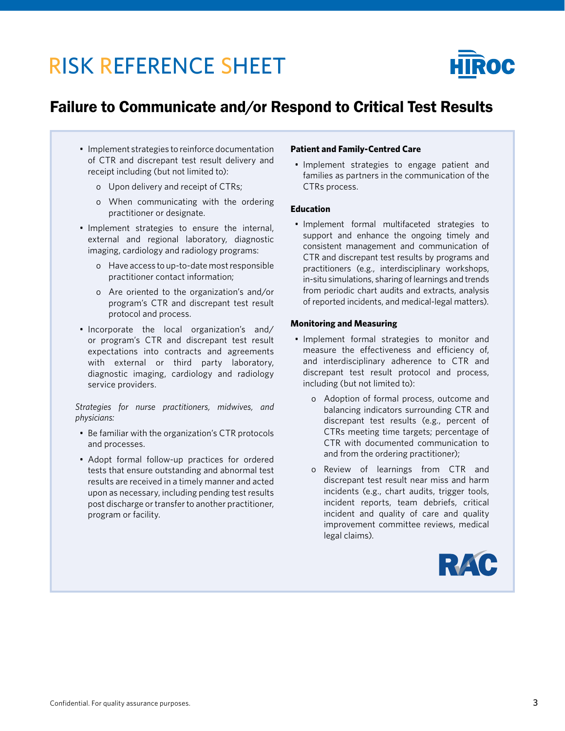# RISK REFERENCE SHEET

## Failure to Communicate and/or Respond to Critical Test Results

- Implement strategies to reinforce documentation of CTR and discrepant test result delivery and receipt including (but not limited to):
  - Upon delivery and receipt of CTRs;
  - When communicating with the ordering practitioner or designate.
- Implement strategies to ensure the internal, external and regional laboratory, diagnostic imaging, cardiology and radiology programs:
  - Have access to up-to-date most responsible practitioner contact information;
  - Are oriented to the organization's and/or program's CTR and discrepant test result protocol and process.
- Incorporate the local organization's and/or program's CTR and discrepant test result expectations into contracts and agreements with external or third party laboratory, diagnostic imaging, cardiology and radiology service providers.

*Strategies for nurse practitioners, midwives, and physicians:*

- Be familiar with the organization's CTR protocols and processes.
- Adopt formal follow-up practices for ordered tests that ensure outstanding and abnormal test results are received in a timely manner and acted upon as necessary, including pending test results post discharge or transfer to another practitioner, program or facility.

**Patient and Family-Centred Care**

- Implement strategies to engage patient and families as partners in the communication of the CTRs process.

**Education**

- Implement formal multifaceted strategies to support and enhance the ongoing timely and consistent management and communication of CTR and discrepant test results by programs and practitioners (e.g., interdisciplinary workshops, in-situ simulations, sharing of learnings and trends from periodic chart audits and extracts, analysis of reported incidents, and medical-legal matters).

**Monitoring and Measuring**

- Implement formal strategies to monitor and measure the effectiveness and efficiency of, and interdisciplinary adherence to CTR and discrepant test result protocol and process, including (but not limited to):
  - Adoption of formal process, outcome and balancing indicators surrounding CTR and discrepant test results (e.g., percent of CTRs meeting time targets; percentage of CTR with documented communication to and from the ordering practitioner);
  - Review of learnings from CTR and discrepant test result near miss and harm incidents (e.g., chart audits, trigger tools, incident reports, team debriefs, critical incident and quality of care and quality improvement committee reviews, medical legal claims).

Confidential. For quality assurance purposes.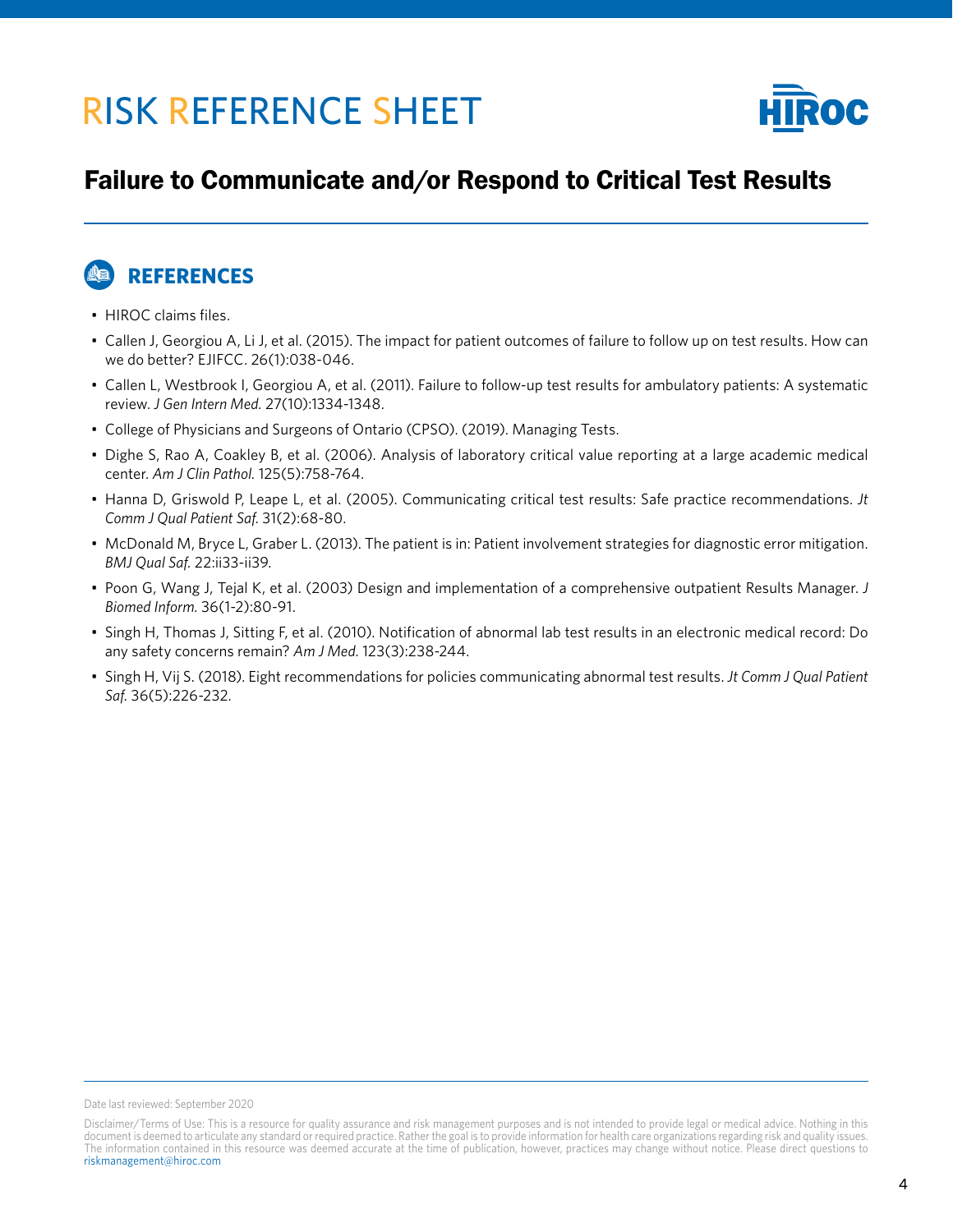# RISK REFERENCE SHEET

## Failure to Communicate and/or Respond to Critical Test Results

### REFERENCES

- HIROC claims files.
- Callen J, Georgiou A, Li J, et al. (2015). The impact for patient outcomes of failure to follow up on test results. How can we do better? EJIFCC. 26(1):038-046.
- Callen L, Westbrook I, Georgiou A, et al. (2011). Failure to follow-up test results for ambulatory patients: A systematic review. *J Gen Intern Med.* 27(10):1334-1348.
- College of Physicians and Surgeons of Ontario (CPSO). (2019). Managing Tests.
- Dighe S, Rao A, Coakley B, et al. (2006). Analysis of laboratory critical value reporting at a large academic medical center. *Am J Clin Pathol.* 125(5):758-764.
- Hanna D, Griswold P, Leape L, et al. (2005). Communicating critical test results: Safe practice recommendations. *Jt Comm J Qual Patient Saf.* 31(2):68-80.
- McDonald M, Bryce L, Graber L. (2013). The patient is in: Patient involvement strategies for diagnostic error mitigation. *BMJ Qual Saf.* 22:ii33-ii39.
- Poon G, Wang J, Tejal K, et al. (2003) Design and implementation of a comprehensive outpatient Results Manager. *J Biomed Inform.* 36(1-2):80-91.
- Singh H, Thomas J, Sitting F, et al. (2010). Notification of abnormal lab test results in an electronic medical record: Do any safety concerns remain? *Am J Med.* 123(3):238-244.
- Singh H, Vij S. (2018). Eight recommendations for policies communicating abnormal test results. *Jt Comm J Qual Patient Saf.* 36(5):226-232.

Date last reviewed: September 2020

Disclaimer/Terms of Use: This is a resource for quality assurance and risk management purposes and is not intended to provide legal or medical advice. Nothing in this document is deemed to articulate any standard or required practice. Rather the goal is to provide information for health care organizations regarding risk and quality issues. The information contained in this resource was deemed accurate at the time of publication, however, practices may change without notice. Please direct questions to riskmanagement@hiroc.com